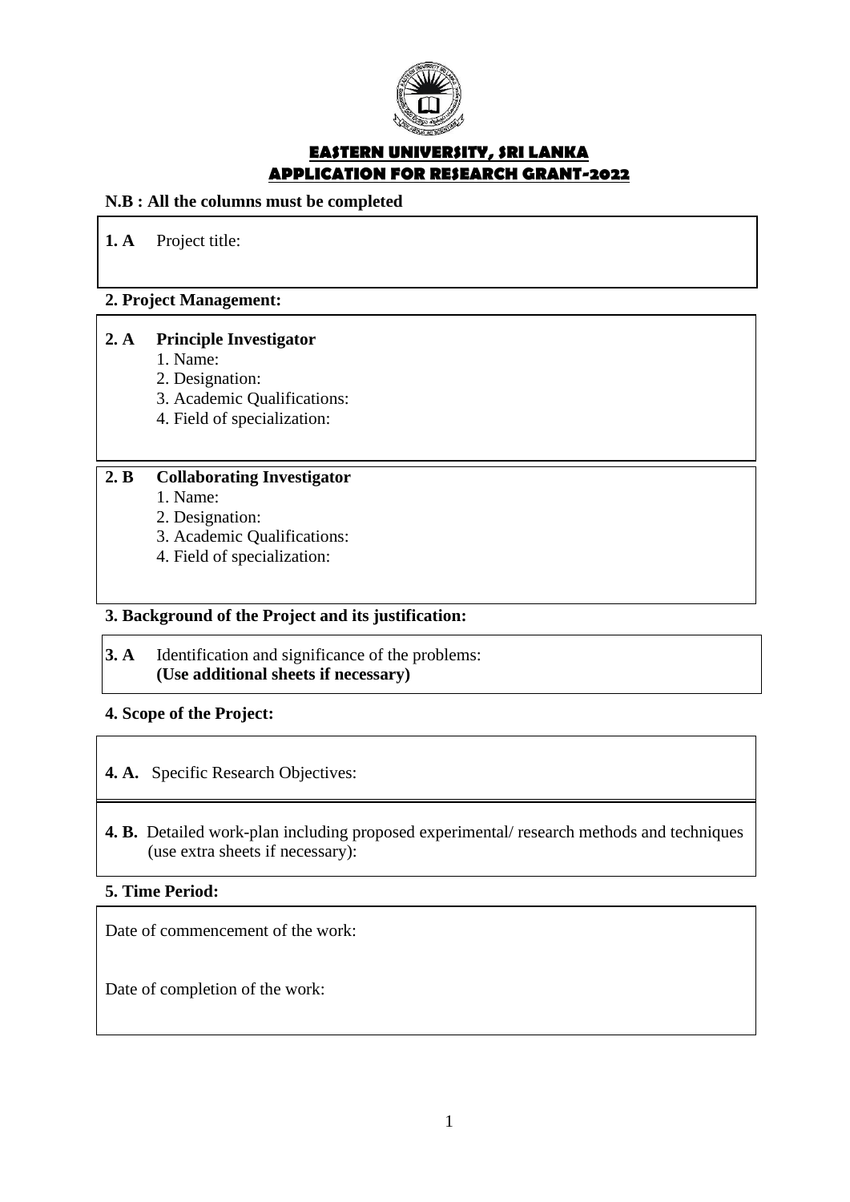# EASTERN UNIVERSITY, SRI LANKA
# APPLICATION FOR RESEARCH GRANT-2022

**N.B : All the columns must be completed**

**1. A** Project title:

**2. Project Management:**

**2. A Principle Investigator**

1. Name:
2. Designation:
3. Academic Qualifications:
4. Field of specialization:

**2. B Collaborating Investigator**

1. Name:
2. Designation:
3. Academic Qualifications:
4. Field of specialization:

**3. Background of the Project and its justification:**

**3. A** Identification and significance of the problems:
**(Use additional sheets if necessary)**

**4. Scope of the Project:**

**4. A.** Specific Research Objectives:

**4. B.** Detailed work-plan including proposed experimental/ research methods and techniques (use extra sheets if necessary):

**5. Time Period:**

Date of commencement of the work:

Date of completion of the work: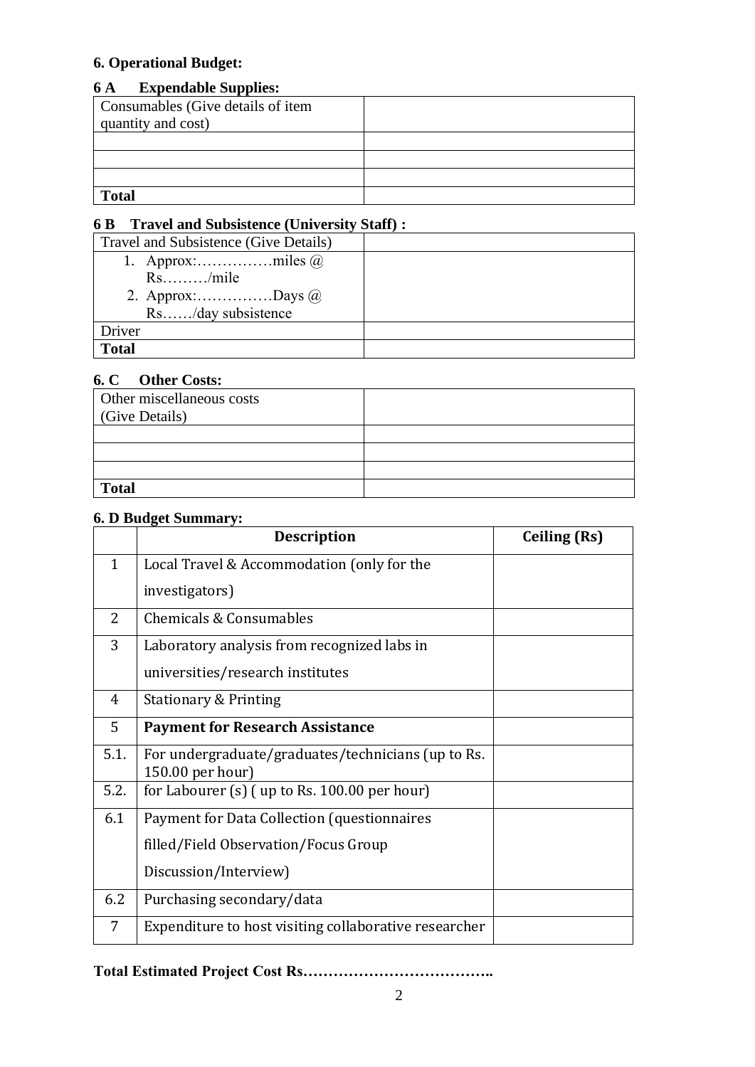## 6. Operational Budget:

### 6 A Expendable Supplies:

| Consumables (Give details of item quantity and cost) | |
|---|---|
| | |
| | |
| | |
| **Total** | |

### 6 B Travel and Subsistence (University Staff) :

| Travel and Subsistence (Give Details) | |
|---|---|
| 1. Approx:……………miles @ Rs………/mile<br>2. Approx:……………Days @ Rs……/day subsistence | |
| Driver | |
| **Total** | |

### 6. C Other Costs:

| Other miscellaneous costs (Give Details) | |
|---|---|
| | |
| | |
| | |
| **Total** | |

### 6. D Budget Summary:

| | Description | Ceiling (Rs) |
|---|---|---|
| 1 | Local Travel & Accommodation (only for the investigators) | |
| 2 | Chemicals & Consumables | |
| 3 | Laboratory analysis from recognized labs in universities/research institutes | |
| 4 | Stationary & Printing | |
| 5 | **Payment for Research Assistance** | |
| 5.1. | For undergraduate/graduates/technicians (up to Rs. 150.00 per hour) | |
| 5.2. | for Labourer (s) ( up to Rs. 100.00 per hour) | |
| 6.1 | Payment for Data Collection (questionnaires filled/Field Observation/Focus Group Discussion/Interview) | |
| 6.2 | Purchasing secondary/data | |
| 7 | Expenditure to host visiting collaborative researcher | |

**Total Estimated Project Cost Rs………………………………..**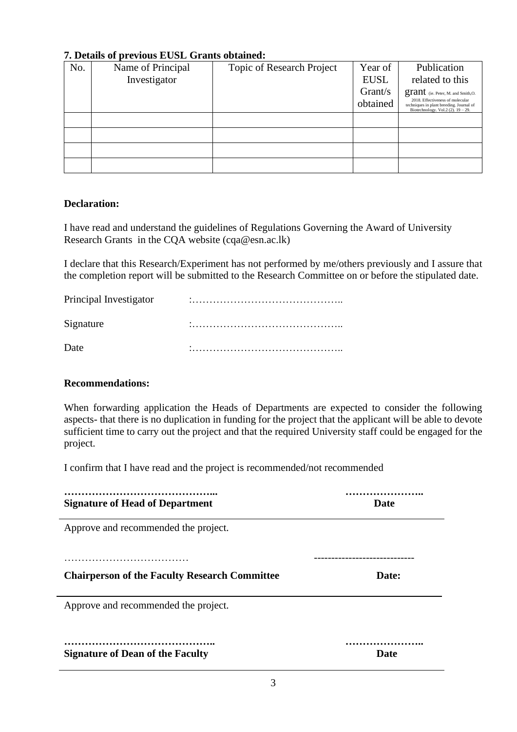**7. Details of previous EUSL Grants obtained:**

| No. | Name of Principal Investigator | Topic of Research Project | Year of EUSL Grant/s obtained | Publication related to this grant (ie. Peter, M. and Smith,O. 2018. Effectiveness of molecular techniques in plant breeding. Journal of Biotechnology. Vol.2 (2). 19 – 29. |
|---|---|---|---|---|
| | | | | |
| | | | | |
| | | | | |
| | | | | |

**Declaration:**

I have read and understand the guidelines of Regulations Governing the Award of University Research Grants in the CQA website (cqa@esn.ac.lk)

I declare that this Research/Experiment has not performed by me/others previously and I assure that the completion report will be submitted to the Research Committee on or before the stipulated date.

Principal Investigator :……………………………………..

Signature :……………………………………..

Date :……………………………………..

**Recommendations:**

When forwarding application the Heads of Departments are expected to consider the following aspects- that there is no duplication in funding for the project that the applicant will be able to devote sufficient time to carry out the project and that the required University staff could be engaged for the project.

I confirm that I have read and the project is recommended/not recommended

**……………………………………...** **…………………..**

**Signature of Head of Department** **Date**

---

Approve and recommended the project.

……………………………… ----------------------------

**Chairperson of the Faculty Research Committee** **Date:**

---

Approve and recommended the project.

**……………………………………..** **…………………..**

**Signature of Dean of the Faculty** **Date**

---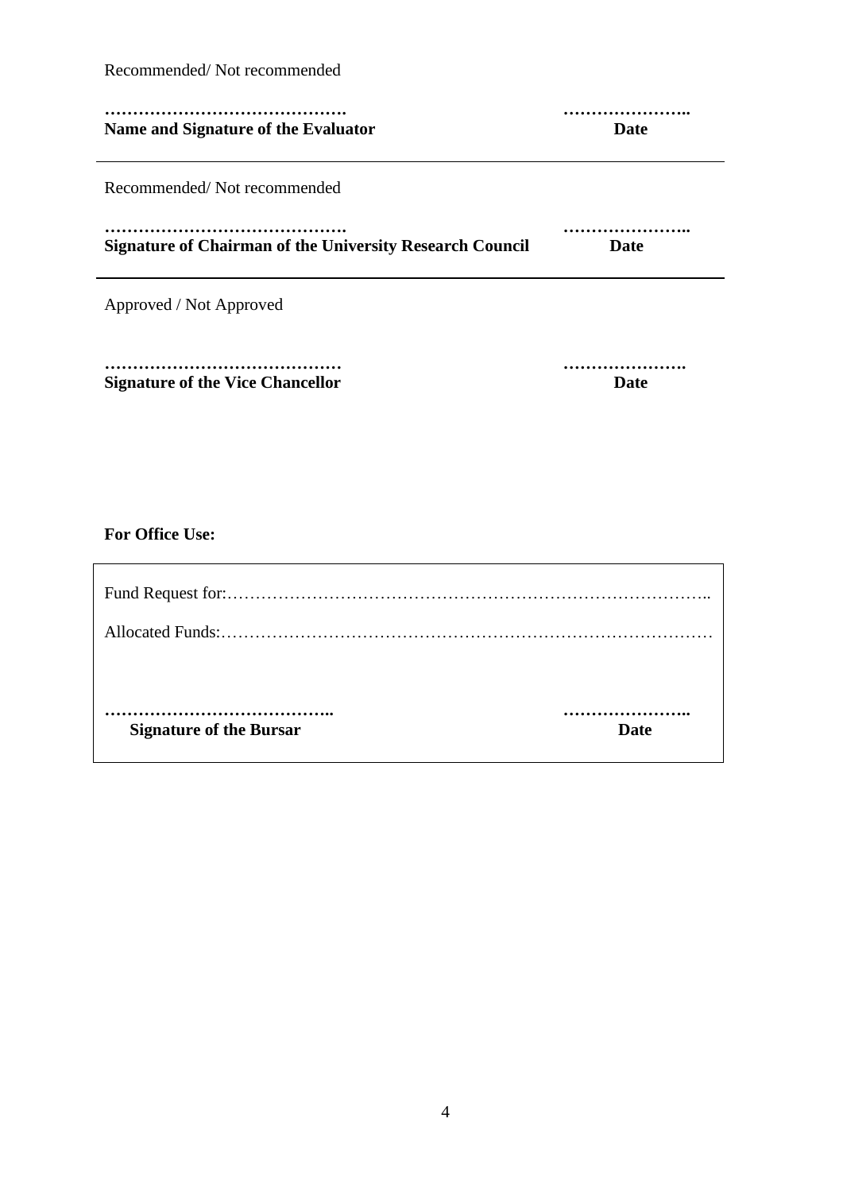Recommended/ Not recommended

| | |
|---|---|
| **…………………………………….** | **………………….** |
| **Name and Signature of the Evaluator** | **Date** |

---

Recommended/ Not recommended

| | |
|---|---|
| **…………………………………….** | **………………….** |
| **Signature of Chairman of the University Research Council** | **Date** |

---

Approved / Not Approved

| | |
|---|---|
| **……………………………………** | **………………….** |
| **Signature of the Vice Chancellor** | **Date** |

**For Office Use:**

Fund Request for:…………………………………………………………………………..

Allocated Funds:……………………………………………………………………………

| | |
|---|---|
| **………………………………….** | **………………….** |
| **Signature of the Bursar** | **Date** |